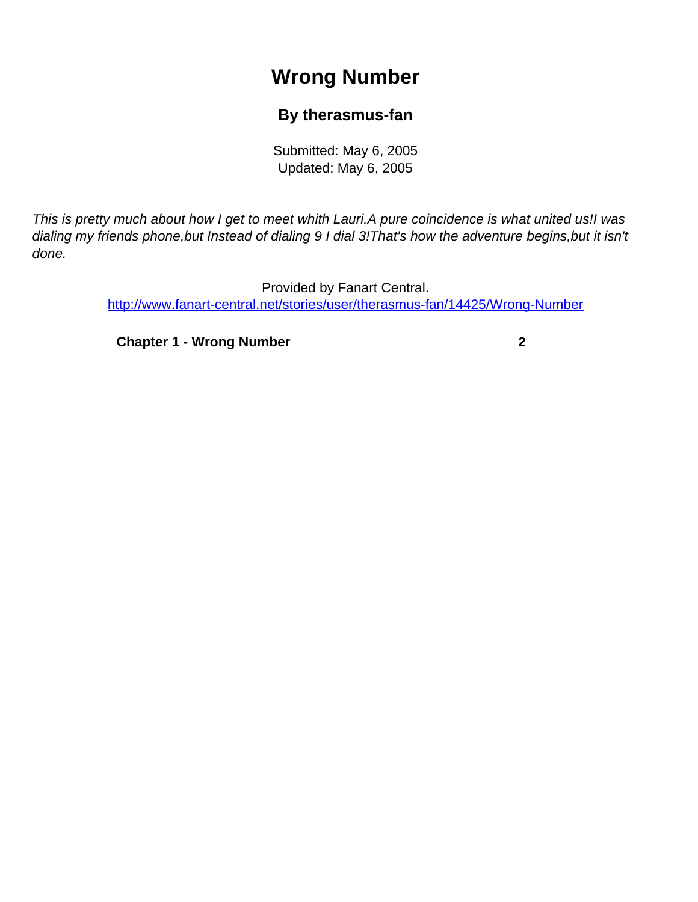# Wrong Number

### By therasmus-fan

Submitted: May 6, 2005
Updated: May 6, 2005

*This is pretty much about how I get to meet whith Lauri.A pure coincidence is what united us!I was dialing my friends phone,but Instead of dialing 9 I dial 3!That's how the adventure begins,but it isn't done.*

Provided by Fanart Central.
http://www.fanart-central.net/stories/user/therasmus-fan/14425/Wrong-Number

**Chapter 1 - Wrong Number** **2**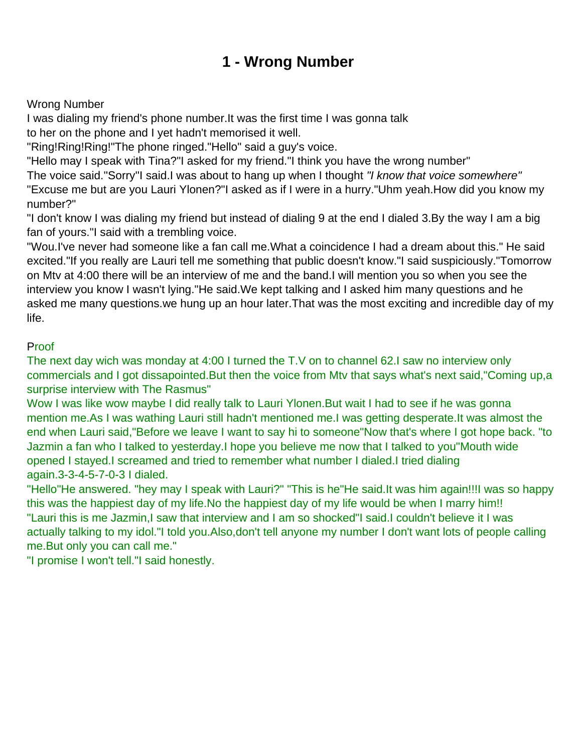# 1 - Wrong Number

Wrong Number

I was dialing my friend's phone number.It was the first time I was gonna talk
to her on the phone and I yet hadn't memorised it well.

"Ring!Ring!Ring!"The phone ringed."Hello" said a guy's voice.

"Hello may I speak with Tina?"I asked for my friend."I think you have the wrong number"
The voice said."Sorry"I said.I was about to hang up when I thought *"I know that voice somewhere"*
"Excuse me but are you Lauri Ylonen?"I asked as if I were in a hurry."Uhm yeah.How did you know my number?"

"I don't know I was dialing my friend but instead of dialing 9 at the end I dialed 3.By the way I am a big fan of yours."I said with a trembling voice.

"Wou.I've never had someone like a fan call me.What a coincidence I had a dream about this." He said excited."If you really are Lauri tell me something that public doesn't know."I said suspiciously."Tomorrow on Mtv at 4:00 there will be an interview of me and the band.I will mention you so when you see the interview you know I wasn't lying."He said.We kept talking and I asked him many questions and he asked me many questions.we hung up an hour later.That was the most exciting and incredible day of my life.

Proof

The next day wich was monday at 4:00 I turned the T.V on to channel 62.I saw no interview only commercials and I got dissapointed.But then the voice from Mtv that says what's next said,"Coming up,a surprise interview with The Rasmus"

Wow I was like wow maybe I did really talk to Lauri Ylonen.But wait I had to see if he was gonna mention me.As I was wathing Lauri still hadn't mentioned me.I was getting desperate.It was almost the end when Lauri said,"Before we leave I want to say hi to someone"Now that's where I got hope back. "to Jazmin a fan who I talked to yesterday.I hope you believe me now that I talked to you"Mouth wide opened I stayed.I screamed and tried to remember what number I dialed.I tried dialing again.3-3-4-5-7-0-3 I dialed.

"Hello"He answered. "hey may I speak with Lauri?" "This is he"He said.It was him again!!!I was so happy this was the happiest day of my life.No the happiest day of my life would be when I marry him!!

"Lauri this is me Jazmin,I saw that interview and I am so shocked"I said.I couldn't believe it I was actually talking to my idol."I told you.Also,don't tell anyone my number I don't want lots of people calling me.But only you can call me."

"I promise I won't tell."I said honestly.